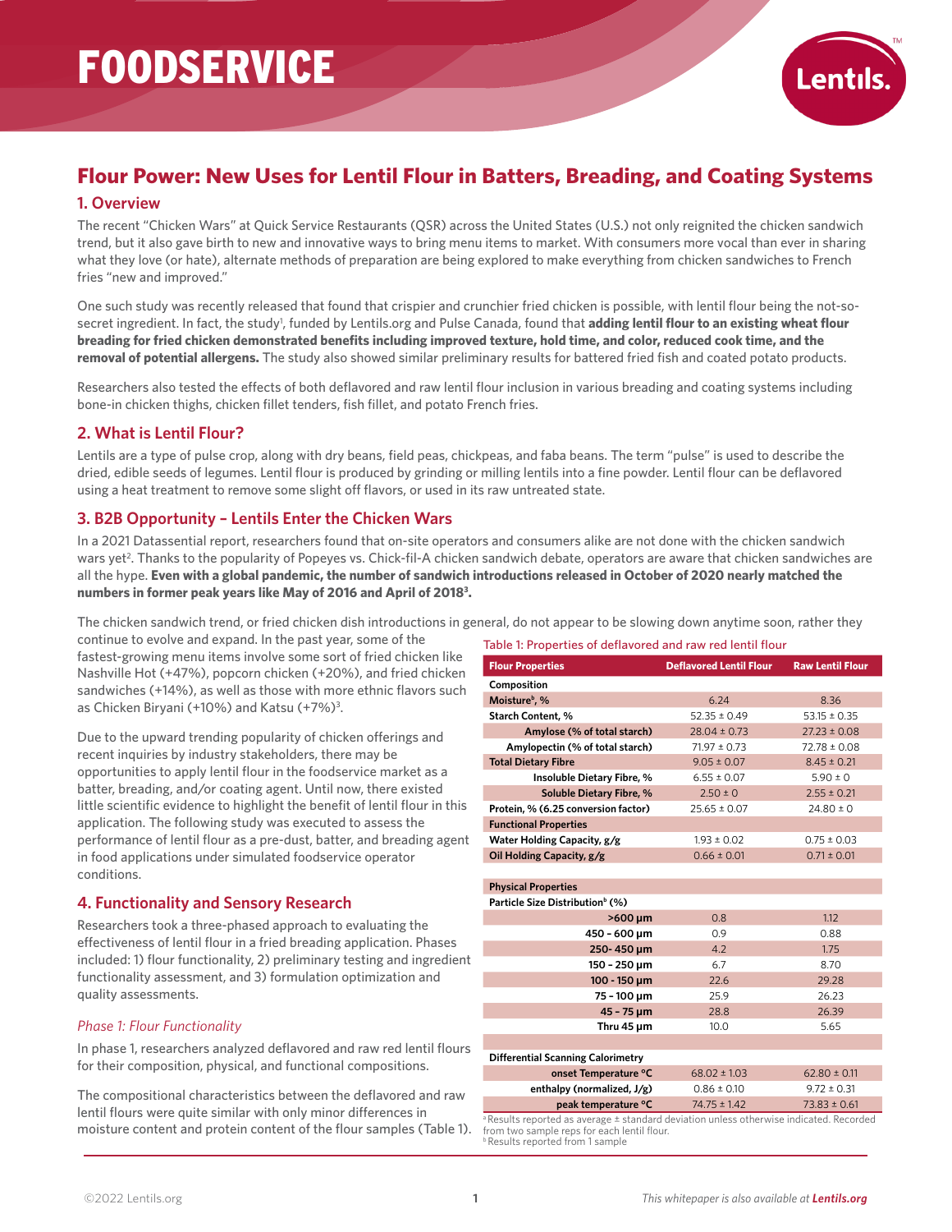# FOODSERVICE

## Flour Power: New Uses for Lentil Flour in Batters, Breading, and Coating Systems

### 1. Overview

The recent "Chicken Wars" at Quick Service Restaurants (QSR) across the United States (U.S.) not only reignited the chicken sandwich trend, but it also gave birth to new and innovative ways to bring menu items to market. With consumers more vocal than ever in sharing what they love (or hate), alternate methods of preparation are being explored to make everything from chicken sandwiches to French fries "new and improved."

One such study was recently released that found that crispier and crunchier fried chicken is possible, with lentil flour being the not-so-secret ingredient. In fact, the study[1], funded by Lentils.org and Pulse Canada, found that **adding lentil flour to an existing wheat flour breading for fried chicken demonstrated benefits including improved texture, hold time, and color, reduced cook time, and the removal of potential allergens.** The study also showed similar preliminary results for battered fried fish and coated potato products.

Researchers also tested the effects of both deflavored and raw lentil flour inclusion in various breading and coating systems including bone-in chicken thighs, chicken fillet tenders, fish fillet, and potato French fries.

### 2. What is Lentil Flour?

Lentils are a type of pulse crop, along with dry beans, field peas, chickpeas, and faba beans. The term "pulse" is used to describe the dried, edible seeds of legumes. Lentil flour is produced by grinding or milling lentils into a fine powder. Lentil flour can be deflavored using a heat treatment to remove some slight off flavors, or used in its raw untreated state.

### 3. B2B Opportunity – Lentils Enter the Chicken Wars

In a 2021 Datassential report, researchers found that on-site operators and consumers alike are not done with the chicken sandwich wars yet[2]. Thanks to the popularity of Popeyes vs. Chick-fil-A chicken sandwich debate, operators are aware that chicken sandwiches are all the hype. **Even with a global pandemic, the number of sandwich introductions released in October of 2020 nearly matched the numbers in former peak years like May of 2016 and April of 2018[3].**

The chicken sandwich trend, or fried chicken dish introductions in general, do not appear to be slowing down anytime soon, rather they continue to evolve and expand. In the past year, some of the fastest-growing menu items involve some sort of fried chicken like Nashville Hot (+47%), popcorn chicken (+20%), and fried chicken sandwiches (+14%), as well as those with more ethnic flavors such as Chicken Biryani (+10%) and Katsu (+7%)[3].

Due to the upward trending popularity of chicken offerings and recent inquiries by industry stakeholders, there may be opportunities to apply lentil flour in the foodservice market as a batter, breading, and/or coating agent. Until now, there existed little scientific evidence to highlight the benefit of lentil flour in this application. The following study was executed to assess the performance of lentil flour as a pre-dust, batter, and breading agent in food applications under simulated foodservice operator conditions.

### 4. Functionality and Sensory Research

Researchers took a three-phased approach to evaluating the effectiveness of lentil flour in a fried breading application. Phases included: 1) flour functionality, 2) preliminary testing and ingredient functionality assessment, and 3) formulation optimization and quality assessments.

*Phase 1: Flour Functionality*

In phase 1, researchers analyzed deflavored and raw red lentil flours for their composition, physical, and functional compositions.

The compositional characteristics between the deflavored and raw lentil flours were quite similar with only minor differences in moisture content and protein content of the flour samples (Table 1).

Table 1: Properties of deflavored and raw red lentil flour

| Flour Properties | Deflavored Lentil Flour | Raw Lentil Flour |
|---|---|---|
| **Composition** | | |
| Moisture[b], % | 6.24 | 8.36 |
| Starch Content, % | 52.35 ± 0.49 | 53.15 ± 0.35 |
| Amylose (% of total starch) | 28.04 ± 0.73 | 27.23 ± 0.08 |
| Amylopectin (% of total starch) | 71.97 ± 0.73 | 72.78 ± 0.08 |
| Total Dietary Fibre | 9.05 ± 0.07 | 8.45 ± 0.21 |
| Insoluble Dietary Fibre, % | 6.55 ± 0.07 | 5.90 ± 0 |
| Soluble Dietary Fibre, % | 2.50 ± 0 | 2.55 ± 0.21 |
| Protein, % (6.25 conversion factor) | 25.65 ± 0.07 | 24.80 ± 0 |
| **Functional Properties** | | |
| Water Holding Capacity, g/g | 1.93 ± 0.02 | 0.75 ± 0.03 |
| Oil Holding Capacity, g/g | 0.66 ± 0.01 | 0.71 ± 0.01 |
| | | |
| **Physical Properties** | | |
| Particle Size Distribution[b] (%) | | |
| >600 µm | 0.8 | 1.12 |
| 450 – 600 µm | 0.9 | 0.88 |
| 250- 450 µm | 4.2 | 1.75 |
| 150 – 250 µm | 6.7 | 8.70 |
| 100 - 150 µm | 22.6 | 29.28 |
| 75 - 100 µm | 25.9 | 26.23 |
| 45 - 75 µm | 28.8 | 26.39 |
| Thru 45 µm | 10.0 | 5.65 |
| | | |
| **Differential Scanning Calorimetry** | | |
| onset Temperature °C | 68.02 ± 1.03 | 62.80 ± 0.11 |
| enthalpy (normalized, J/g) | 0.86 ± 0.10 | 9.72 ± 0.31 |
| peak temperature °C | 74.75 ± 1.42 | 73.83 ± 0.61 |

[a] Results reported as average ± standard deviation unless otherwise indicated. Recorded from two sample reps for each lentil flour.
[b] Results reported from 1 sample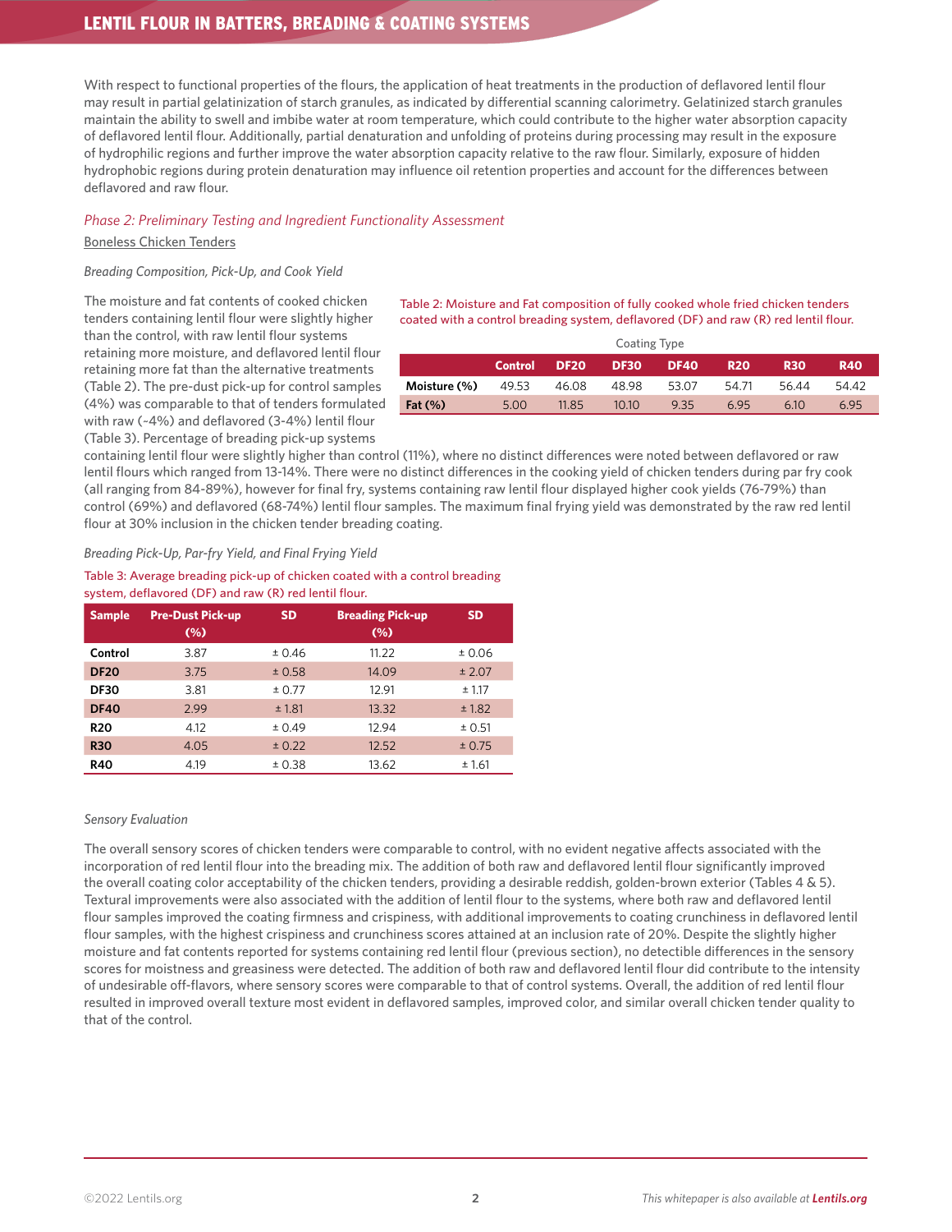With respect to functional properties of the flours, the application of heat treatments in the production of deflavored lentil flour may result in partial gelatinization of starch granules, as indicated by differential scanning calorimetry. Gelatinized starch granules maintain the ability to swell and imbibe water at room temperature, which could contribute to the higher water absorption capacity of deflavored lentil flour. Additionally, partial denaturation and unfolding of proteins during processing may result in the exposure of hydrophilic regions and further improve the water absorption capacity relative to the raw flour. Similarly, exposure of hidden hydrophobic regions during protein denaturation may influence oil retention properties and account for the differences between deflavored and raw flour.

### *Phase 2: Preliminary Testing and Ingredient Functionality Assessment*

Boneless Chicken Tenders

*Breading Composition, Pick-Up, and Cook Yield*

The moisture and fat contents of cooked chicken tenders containing lentil flour were slightly higher than the control, with raw lentil flour systems retaining more moisture, and deflavored lentil flour retaining more fat than the alternative treatments (Table 2). The pre-dust pick-up for control samples (4%) was comparable to that of tenders formulated with raw (~4%) and deflavored (3-4%) lentil flour (Table 3). Percentage of breading pick-up systems containing lentil flour were slightly higher than control (11%), where no distinct differences were noted between deflavored or raw lentil flours which ranged from 13-14%. There were no distinct differences in the cooking yield of chicken tenders during par fry cook (all ranging from 84-89%), however for final fry, systems containing raw lentil flour displayed higher cook yields (76-79%) than control (69%) and deflavored (68-74%) lentil flour samples. The maximum final frying yield was demonstrated by the raw red lentil flour at 30% inclusion in the chicken tender breading coating.

Table 2: Moisture and Fat composition of fully cooked whole fried chicken tenders coated with a control breading system, deflavored (DF) and raw (R) red lentil flour.

| | Coating Type | | | | | | |
|---|---|---|---|---|---|---|---|
| | **Control** | **DF20** | **DF30** | **DF40** | **R20** | **R30** | **R40** |
| **Moisture (%)** | 49.53 | 46.08 | 48.98 | 53.07 | 54.71 | 56.44 | 54.42 |
| **Fat (%)** | 5.00 | 11.85 | 10.10 | 9.35 | 6.95 | 6.10 | 6.95 |

*Breading Pick-Up, Par-fry Yield, and Final Frying Yield*

Table 3: Average breading pick-up of chicken coated with a control breading system, deflavored (DF) and raw (R) red lentil flour.

| Sample | Pre-Dust Pick-up (%) | SD | Breading Pick-up (%) | SD |
|---|---|---|---|---|
| **Control** | 3.87 | ± 0.46 | 11.22 | ± 0.06 |
| **DF20** | 3.75 | ± 0.58 | 14.09 | ± 2.07 |
| **DF30** | 3.81 | ± 0.77 | 12.91 | ± 1.17 |
| **DF40** | 2.99 | ± 1.81 | 13.32 | ± 1.82 |
| **R20** | 4.12 | ± 0.49 | 12.94 | ± 0.51 |
| **R30** | 4.05 | ± 0.22 | 12.52 | ± 0.75 |
| **R40** | 4.19 | ± 0.38 | 13.62 | ± 1.61 |

*Sensory Evaluation*

The overall sensory scores of chicken tenders were comparable to control, with no evident negative affects associated with the incorporation of red lentil flour into the breading mix. The addition of both raw and deflavored lentil flour significantly improved the overall coating color acceptability of the chicken tenders, providing a desirable reddish, golden-brown exterior (Tables 4 & 5). Textural improvements were also associated with the addition of lentil flour to the systems, where both raw and deflavored lentil flour samples improved the coating firmness and crispiness, with additional improvements to coating crunchiness in deflavored lentil flour samples, with the highest crispiness and crunchiness scores attained at an inclusion rate of 20%. Despite the slightly higher moisture and fat contents reported for systems containing red lentil flour (previous section), no detectible differences in the sensory scores for moistness and greasiness were detected. The addition of both raw and deflavored lentil flour did contribute to the intensity of undesirable off-flavors, where sensory scores were comparable to that of control systems. Overall, the addition of red lentil flour resulted in improved overall texture most evident in deflavored samples, improved color, and similar overall chicken tender quality to that of the control.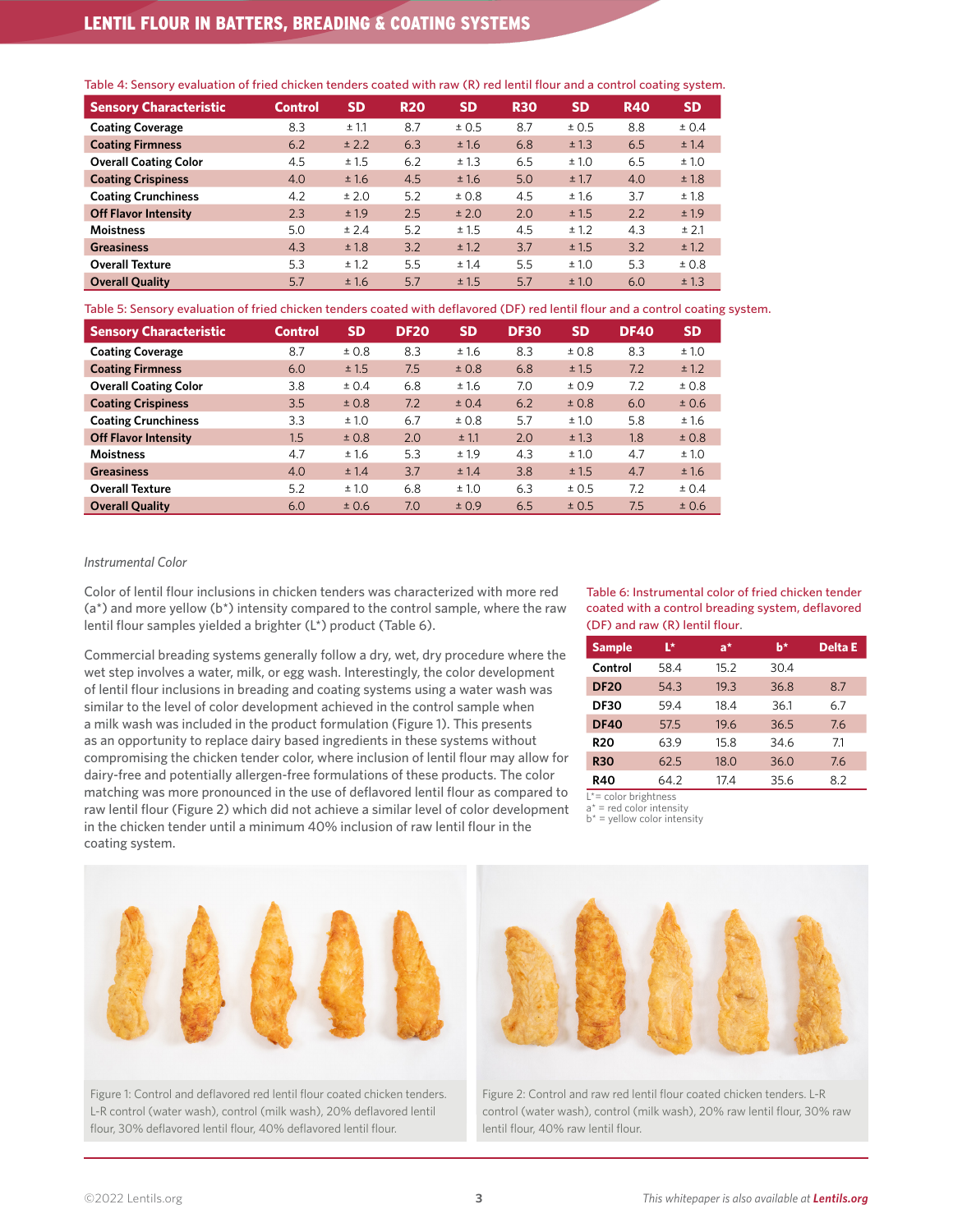Table 4: Sensory evaluation of fried chicken tenders coated with raw (R) red lentil flour and a control coating system.

| Sensory Characteristic | Control | SD | R20 | SD | R30 | SD | R40 | SD |
|---|---|---|---|---|---|---|---|---|
| Coating Coverage | 8.3 | ± 1.1 | 8.7 | ± 0.5 | 8.7 | ± 0.5 | 8.8 | ± 0.4 |
| Coating Firmness | 6.2 | ± 2.2 | 6.3 | ± 1.6 | 6.8 | ± 1.3 | 6.5 | ± 1.4 |
| Overall Coating Color | 4.5 | ± 1.5 | 6.2 | ± 1.3 | 6.5 | ± 1.0 | 6.5 | ± 1.0 |
| Coating Crispiness | 4.0 | ± 1.6 | 4.5 | ± 1.6 | 5.0 | ± 1.7 | 4.0 | ± 1.8 |
| Coating Crunchiness | 4.2 | ± 2.0 | 5.2 | ± 0.8 | 4.5 | ± 1.6 | 3.7 | ± 1.8 |
| Off Flavor Intensity | 2.3 | ± 1.9 | 2.5 | ± 2.0 | 2.0 | ± 1.5 | 2.2 | ± 1.9 |
| Moistness | 5.0 | ± 2.4 | 5.2 | ± 1.5 | 4.5 | ± 1.2 | 4.3 | ± 2.1 |
| Greasiness | 4.3 | ± 1.8 | 3.2 | ± 1.2 | 3.7 | ± 1.5 | 3.2 | ± 1.2 |
| Overall Texture | 5.3 | ± 1.2 | 5.5 | ± 1.4 | 5.5 | ± 1.0 | 5.3 | ± 0.8 |
| Overall Quality | 5.7 | ± 1.6 | 5.7 | ± 1.5 | 5.7 | ± 1.0 | 6.0 | ± 1.3 |

Table 5: Sensory evaluation of fried chicken tenders coated with deflavored (DF) red lentil flour and a control coating system.

| Sensory Characteristic | Control | SD | DF20 | SD | DF30 | SD | DF40 | SD |
|---|---|---|---|---|---|---|---|---|
| Coating Coverage | 8.7 | ± 0.8 | 8.3 | ± 1.6 | 8.3 | ± 0.8 | 8.3 | ± 1.0 |
| Coating Firmness | 6.0 | ± 1.5 | 7.5 | ± 0.8 | 6.8 | ± 1.5 | 7.2 | ± 1.2 |
| Overall Coating Color | 3.8 | ± 0.4 | 6.8 | ± 1.6 | 7.0 | ± 0.9 | 7.2 | ± 0.8 |
| Coating Crispiness | 3.5 | ± 0.8 | 7.2 | ± 0.4 | 6.2 | ± 0.8 | 6.0 | ± 0.6 |
| Coating Crunchiness | 3.3 | ± 1.0 | 6.7 | ± 0.8 | 5.7 | ± 1.0 | 5.8 | ± 1.6 |
| Off Flavor Intensity | 1.5 | ± 0.8 | 2.0 | ± 1.1 | 2.0 | ± 1.3 | 1.8 | ± 0.8 |
| Moistness | 4.7 | ± 1.6 | 5.3 | ± 1.9 | 4.3 | ± 1.0 | 4.7 | ± 1.0 |
| Greasiness | 4.0 | ± 1.4 | 3.7 | ± 1.4 | 3.8 | ± 1.5 | 4.7 | ± 1.6 |
| Overall Texture | 5.2 | ± 1.0 | 6.8 | ± 1.0 | 6.3 | ± 0.5 | 7.2 | ± 0.4 |
| Overall Quality | 6.0 | ± 0.6 | 7.0 | ± 0.9 | 6.5 | ± 0.5 | 7.5 | ± 0.6 |

*Instrumental Color*

Color of lentil flour inclusions in chicken tenders was characterized with more red (a*) and more yellow (b*) intensity compared to the control sample, where the raw lentil flour samples yielded a brighter (L*) product (Table 6).

Commercial breading systems generally follow a dry, wet, dry procedure where the wet step involves a water, milk, or egg wash. Interestingly, the color development of lentil flour inclusions in breading and coating systems using a water wash was similar to the level of color development achieved in the control sample when a milk wash was included in the product formulation (Figure 1). This presents as an opportunity to replace dairy based ingredients in these systems without compromising the chicken tender color, where inclusion of lentil flour may allow for dairy-free and potentially allergen-free formulations of these products. The color matching was more pronounced in the use of deflavored lentil flour as compared to raw lentil flour (Figure 2) which did not achieve a similar level of color development in the chicken tender until a minimum 40% inclusion of raw lentil flour in the coating system.

Table 6: Instrumental color of fried chicken tender coated with a control breading system, deflavored (DF) and raw (R) lentil flour.

| Sample | L* | a* | b* | Delta E |
|---|---|---|---|---|
| Control | 58.4 | 15.2 | 30.4 | |
| DF20 | 54.3 | 19.3 | 36.8 | 8.7 |
| DF30 | 59.4 | 18.4 | 36.1 | 6.7 |
| DF40 | 57.5 | 19.6 | 36.5 | 7.6 |
| R20 | 63.9 | 15.8 | 34.6 | 7.1 |
| R30 | 62.5 | 18.0 | 36.0 | 7.6 |
| R40 | 64.2 | 17.4 | 35.6 | 8.2 |

L* = color brightness
a* = red color intensity
b* = yellow color intensity

Figure 1: Control and deflavored red lentil flour coated chicken tenders. L-R control (water wash), control (milk wash), 20% deflavored lentil flour, 30% deflavored lentil flour, 40% deflavored lentil flour.

Figure 2: Control and raw red lentil flour coated chicken tenders. L-R control (water wash), control (milk wash), 20% raw lentil flour, 30% raw lentil flour, 40% raw lentil flour.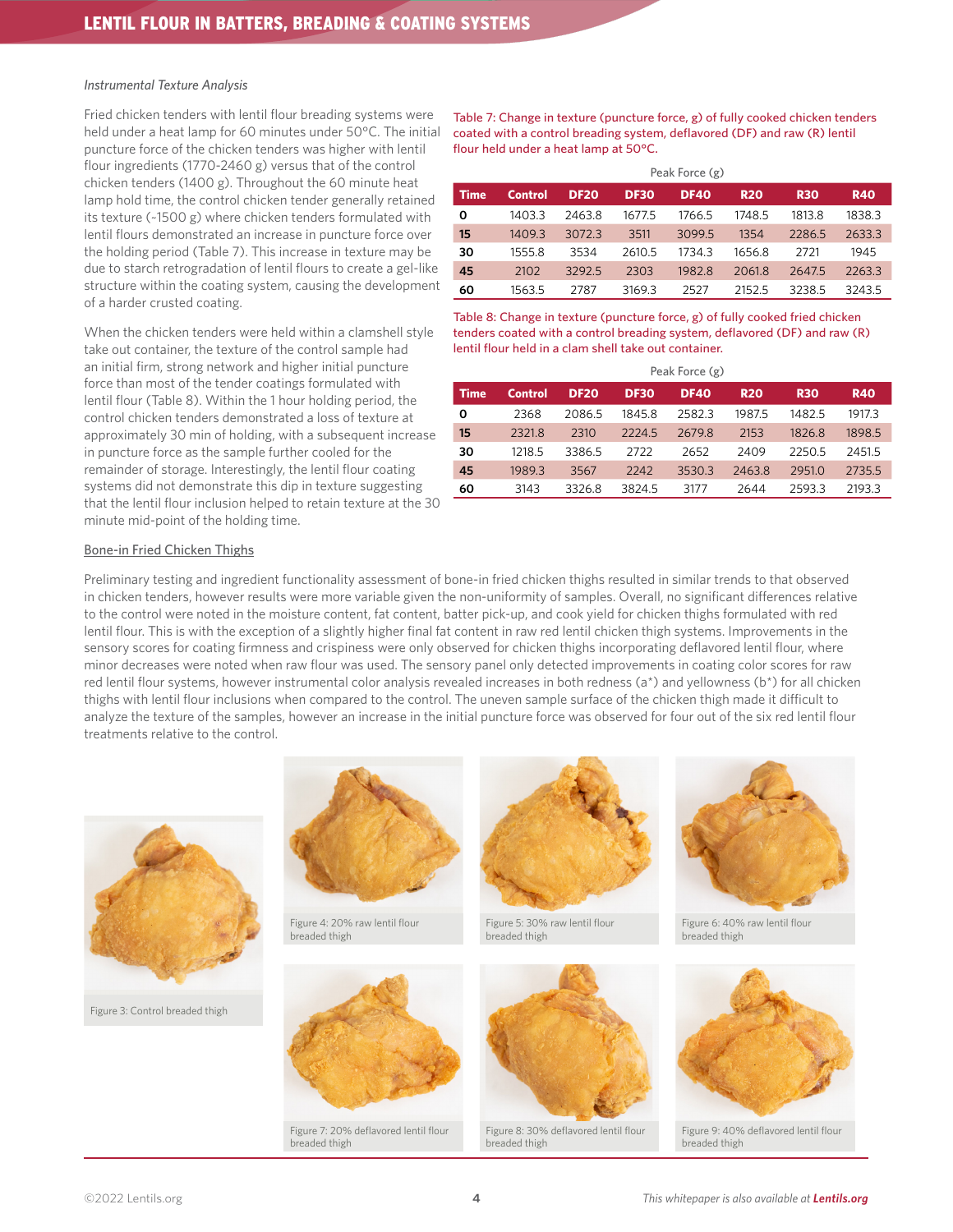*Instrumental Texture Analysis*

Fried chicken tenders with lentil flour breading systems were held under a heat lamp for 60 minutes under 50°C. The initial puncture force of the chicken tenders was higher with lentil flour ingredients (1770-2460 g) versus that of the control chicken tenders (1400 g). Throughout the 60 minute heat lamp hold time, the control chicken tender generally retained its texture (~1500 g) where chicken tenders formulated with lentil flours demonstrated an increase in puncture force over the holding period (Table 7). This increase in texture may be due to starch retrogradation of lentil flours to create a gel-like structure within the coating system, causing the development of a harder crusted coating.

When the chicken tenders were held within a clamshell style take out container, the texture of the control sample had an initial firm, strong network and higher initial puncture force than most of the tender coatings formulated with lentil flour (Table 8). Within the 1 hour holding period, the control chicken tenders demonstrated a loss of texture at approximately 30 min of holding, with a subsequent increase in puncture force as the sample further cooled for the remainder of storage. Interestingly, the lentil flour coating systems did not demonstrate this dip in texture suggesting that the lentil flour inclusion helped to retain texture at the 30 minute mid-point of the holding time.

Table 7: Change in texture (puncture force, g) of fully cooked chicken tenders coated with a control breading system, deflavored (DF) and raw (R) lentil flour held under a heat lamp at 50°C.

| | Peak Force (g) | | | | | | |
|---|---|---|---|---|---|---|---|
| **Time** | **Control** | **DF20** | **DF30** | **DF40** | **R20** | **R30** | **R40** |
| **0** | 1403.3 | 2463.8 | 1677.5 | 1766.5 | 1748.5 | 1813.8 | 1838.3 |
| **15** | 1409.3 | 3072.3 | 3511 | 3099.5 | 1354 | 2286.5 | 2633.3 |
| **30** | 1555.8 | 3534 | 2610.5 | 1734.3 | 1656.8 | 2721 | 1945 |
| **45** | 2102 | 3292.5 | 2303 | 1982.8 | 2061.8 | 2647.5 | 2263.3 |
| **60** | 1563.5 | 2787 | 3169.3 | 2527 | 2152.5 | 3238.5 | 3243.5 |

Table 8: Change in texture (puncture force, g) of fully cooked fried chicken tenders coated with a control breading system, deflavored (DF) and raw (R) lentil flour held in a clam shell take out container.

| | Peak Force (g) | | | | | | |
|---|---|---|---|---|---|---|---|
| **Time** | **Control** | **DF20** | **DF30** | **DF40** | **R20** | **R30** | **R40** |
| **0** | 2368 | 2086.5 | 1845.8 | 2582.3 | 1987.5 | 1482.5 | 1917.3 |
| **15** | 2321.8 | 2310 | 2224.5 | 2679.8 | 2153 | 1826.8 | 1898.5 |
| **30** | 1218.5 | 3386.5 | 2722 | 2652 | 2409 | 2250.5 | 2451.5 |
| **45** | 1989.3 | 3567 | 2242 | 3530.3 | 2463.8 | 2951.0 | 2735.5 |
| **60** | 3143 | 3326.8 | 3824.5 | 3177 | 2644 | 2593.3 | 2193.3 |

<u>Bone-in Fried Chicken Thighs</u>

Preliminary testing and ingredient functionality assessment of bone-in fried chicken thighs resulted in similar trends to that observed in chicken tenders, however results were more variable given the non-uniformity of samples. Overall, no significant differences relative to the control were noted in the moisture content, fat content, batter pick-up, and cook yield for chicken thighs formulated with red lentil flour. This is with the exception of a slightly higher final fat content in raw red lentil chicken thigh systems. Improvements in the sensory scores for coating firmness and crispiness were only observed for chicken thighs incorporating deflavored lentil flour, where minor decreases were noted when raw flour was used. The sensory panel only detected improvements in coating color scores for raw red lentil flour systems, however instrumental color analysis revealed increases in both redness (a*) and yellowness (b*) for all chicken thighs with lentil flour inclusions when compared to the control. The uneven sample surface of the chicken thigh made it difficult to analyze the texture of the samples, however an increase in the initial puncture force was observed for four out of the six red lentil flour treatments relative to the control.

Figure 3: Control breaded thigh

Figure 4: 20% raw lentil flour breaded thigh

Figure 5: 30% raw lentil flour breaded thigh

Figure 6: 40% raw lentil flour breaded thigh

Figure 7: 20% deflavored lentil flour breaded thigh

Figure 8: 30% deflavored lentil flour breaded thigh

Figure 9: 40% deflavored lentil flour breaded thigh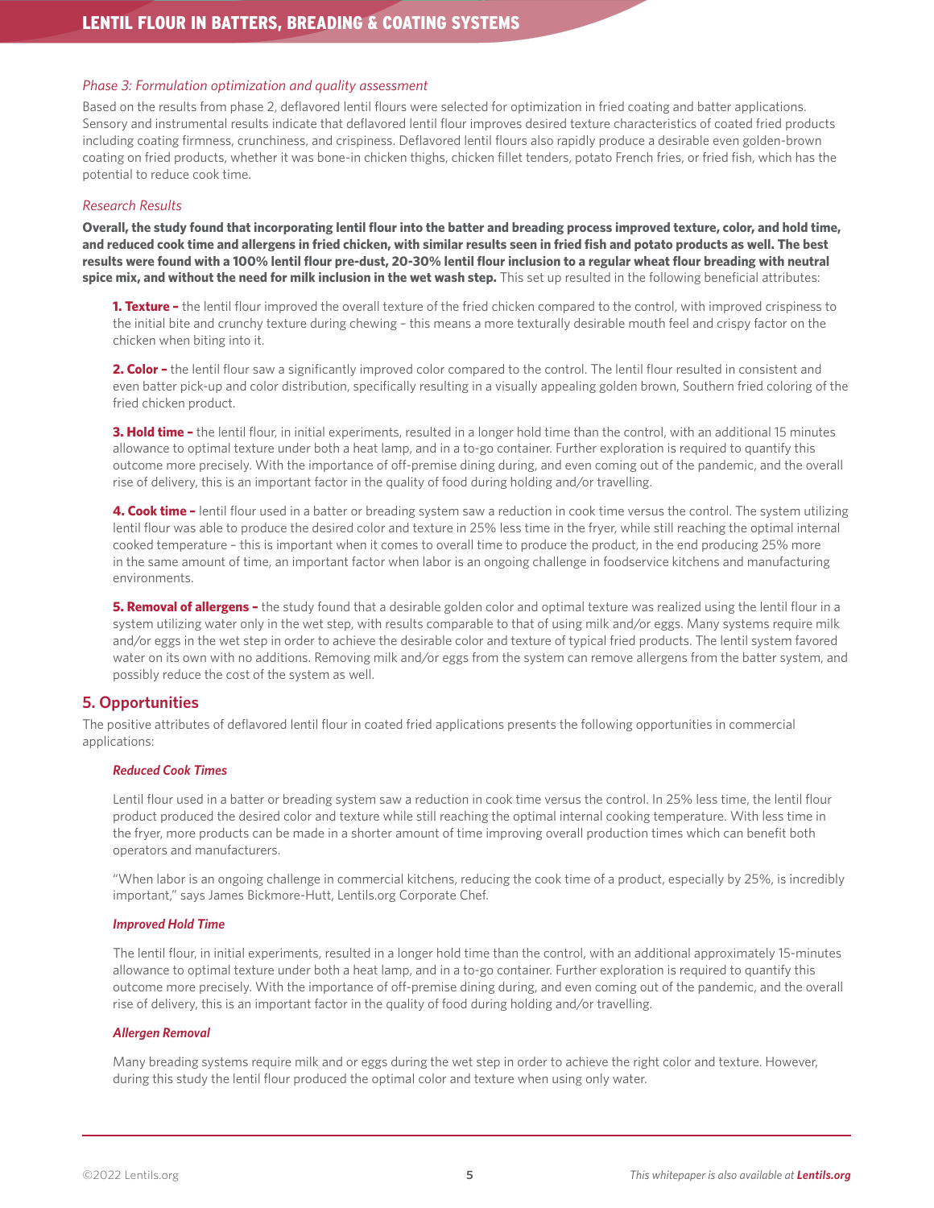*Phase 3: Formulation optimization and quality assessment*

Based on the results from phase 2, deflavored lentil flours were selected for optimization in fried coating and batter applications. Sensory and instrumental results indicate that deflavored lentil flour improves desired texture characteristics of coated fried products including coating firmness, crunchiness, and crispiness. Deflavored lentil flours also rapidly produce a desirable even golden-brown coating on fried products, whether it was bone-in chicken thighs, chicken fillet tenders, potato French fries, or fried fish, which has the potential to reduce cook time.

*Research Results*

**Overall, the study found that incorporating lentil flour into the batter and breading process improved texture, color, and hold time, and reduced cook time and allergens in fried chicken, with similar results seen in fried fish and potato products as well. The best results were found with a 100% lentil flour pre-dust, 20-30% lentil flour inclusion to a regular wheat flour breading with neutral spice mix, and without the need for milk inclusion in the wet wash step.** This set up resulted in the following beneficial attributes:

**1. Texture –** the lentil flour improved the overall texture of the fried chicken compared to the control, with improved crispiness to the initial bite and crunchy texture during chewing – this means a more texturally desirable mouth feel and crispy factor on the chicken when biting into it.

**2. Color –** the lentil flour saw a significantly improved color compared to the control. The lentil flour resulted in consistent and even batter pick-up and color distribution, specifically resulting in a visually appealing golden brown, Southern fried coloring of the fried chicken product.

**3. Hold time –** the lentil flour, in initial experiments, resulted in a longer hold time than the control, with an additional 15 minutes allowance to optimal texture under both a heat lamp, and in a to-go container. Further exploration is required to quantify this outcome more precisely. With the importance of off-premise dining during, and even coming out of the pandemic, and the overall rise of delivery, this is an important factor in the quality of food during holding and/or travelling.

**4. Cook time –** lentil flour used in a batter or breading system saw a reduction in cook time versus the control. The system utilizing lentil flour was able to produce the desired color and texture in 25% less time in the fryer, while still reaching the optimal internal cooked temperature – this is important when it comes to overall time to produce the product, in the end producing 25% more in the same amount of time, an important factor when labor is an ongoing challenge in foodservice kitchens and manufacturing environments.

**5. Removal of allergens –** the study found that a desirable golden color and optimal texture was realized using the lentil flour in a system utilizing water only in the wet step, with results comparable to that of using milk and/or eggs. Many systems require milk and/or eggs in the wet step in order to achieve the desirable color and texture of typical fried products. The lentil system favored water on its own with no additions. Removing milk and/or eggs from the system can remove allergens from the batter system, and possibly reduce the cost of the system as well.

## 5. Opportunities

The positive attributes of deflavored lentil flour in coated fried applications presents the following opportunities in commercial applications:

***Reduced Cook Times***

Lentil flour used in a batter or breading system saw a reduction in cook time versus the control. In 25% less time, the lentil flour product produced the desired color and texture while still reaching the optimal internal cooking temperature. With less time in the fryer, more products can be made in a shorter amount of time improving overall production times which can benefit both operators and manufacturers.

"When labor is an ongoing challenge in commercial kitchens, reducing the cook time of a product, especially by 25%, is incredibly important," says James Bickmore-Hutt, Lentils.org Corporate Chef.

***Improved Hold Time***

The lentil flour, in initial experiments, resulted in a longer hold time than the control, with an additional approximately 15-minutes allowance to optimal texture under both a heat lamp, and in a to-go container. Further exploration is required to quantify this outcome more precisely. With the importance of off-premise dining during, and even coming out of the pandemic, and the overall rise of delivery, this is an important factor in the quality of food during holding and/or travelling.

***Allergen Removal***

Many breading systems require milk and or eggs during the wet step in order to achieve the right color and texture. However, during this study the lentil flour produced the optimal color and texture when using only water.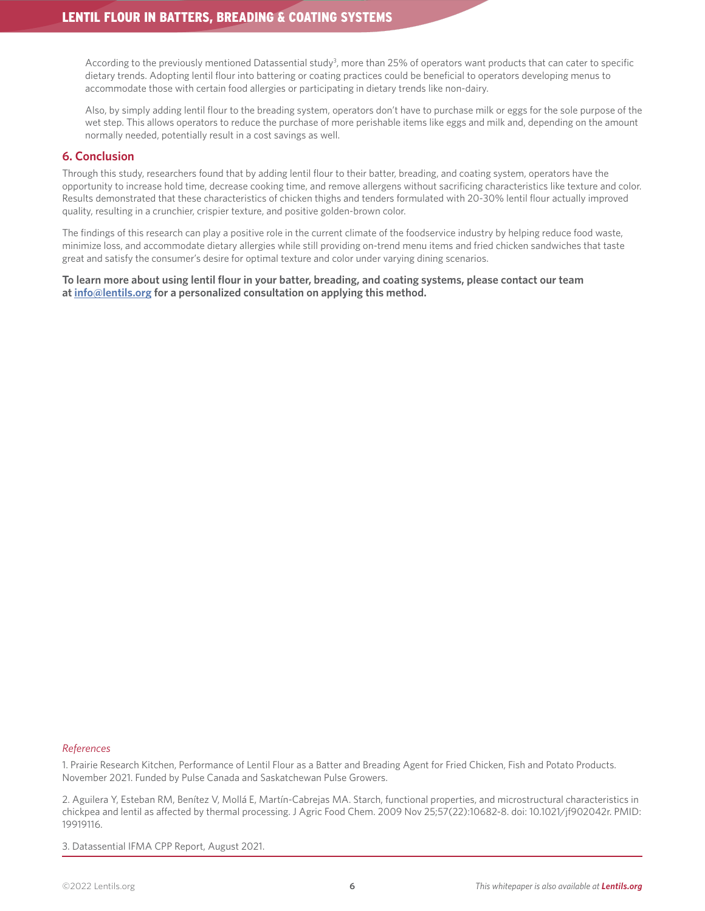According to the previously mentioned Datassential study[3], more than 25% of operators want products that can cater to specific dietary trends. Adopting lentil flour into battering or coating practices could be beneficial to operators developing menus to accommodate those with certain food allergies or participating in dietary trends like non-dairy.

Also, by simply adding lentil flour to the breading system, operators don't have to purchase milk or eggs for the sole purpose of the wet step. This allows operators to reduce the purchase of more perishable items like eggs and milk and, depending on the amount normally needed, potentially result in a cost savings as well.

## 6. Conclusion

Through this study, researchers found that by adding lentil flour to their batter, breading, and coating system, operators have the opportunity to increase hold time, decrease cooking time, and remove allergens without sacrificing characteristics like texture and color. Results demonstrated that these characteristics of chicken thighs and tenders formulated with 20-30% lentil flour actually improved quality, resulting in a crunchier, crispier texture, and positive golden-brown color.

The findings of this research can play a positive role in the current climate of the foodservice industry by helping reduce food waste, minimize loss, and accommodate dietary allergies while still providing on-trend menu items and fried chicken sandwiches that taste great and satisfy the consumer's desire for optimal texture and color under varying dining scenarios.

**To learn more about using lentil flour in your batter, breading, and coating systems, please contact our team at info@lentils.org for a personalized consultation on applying this method.**

*References*

1. Prairie Research Kitchen, Performance of Lentil Flour as a Batter and Breading Agent for Fried Chicken, Fish and Potato Products. November 2021. Funded by Pulse Canada and Saskatchewan Pulse Growers.

2. Aguilera Y, Esteban RM, Benítez V, Mollá E, Martín-Cabrejas MA. Starch, functional properties, and microstructural characteristics in chickpea and lentil as affected by thermal processing. J Agric Food Chem. 2009 Nov 25;57(22):10682-8. doi: 10.1021/jf902042r. PMID: 19919116.

3. Datassential IFMA CPP Report, August 2021.